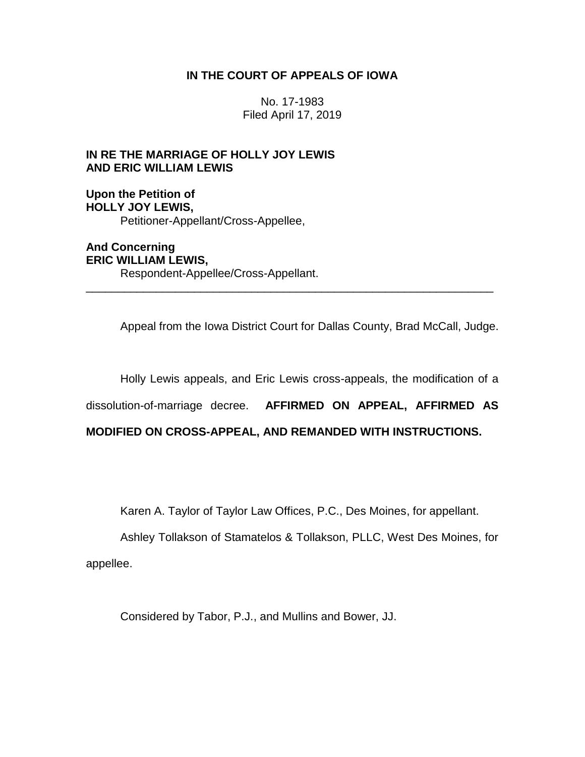**IN THE COURT OF APPEALS OF IOWA**

No. 17-1983
Filed April 17, 2019

**IN RE THE MARRIAGE OF HOLLY JOY LEWIS AND ERIC WILLIAM LEWIS**

**Upon the Petition of**
**HOLLY JOY LEWIS,**
Petitioner-Appellant/Cross-Appellee,

**And Concerning**
**ERIC WILLIAM LEWIS,**
Respondent-Appellee/Cross-Appellant.

---

Appeal from the Iowa District Court for Dallas County, Brad McCall, Judge.

Holly Lewis appeals, and Eric Lewis cross-appeals, the modification of a dissolution-of-marriage decree. **AFFIRMED ON APPEAL, AFFIRMED AS MODIFIED ON CROSS-APPEAL, AND REMANDED WITH INSTRUCTIONS.**

Karen A. Taylor of Taylor Law Offices, P.C., Des Moines, for appellant.

Ashley Tollakson of Stamatelos & Tollakson, PLLC, West Des Moines, for appellee.

Considered by Tabor, P.J., and Mullins and Bower, JJ.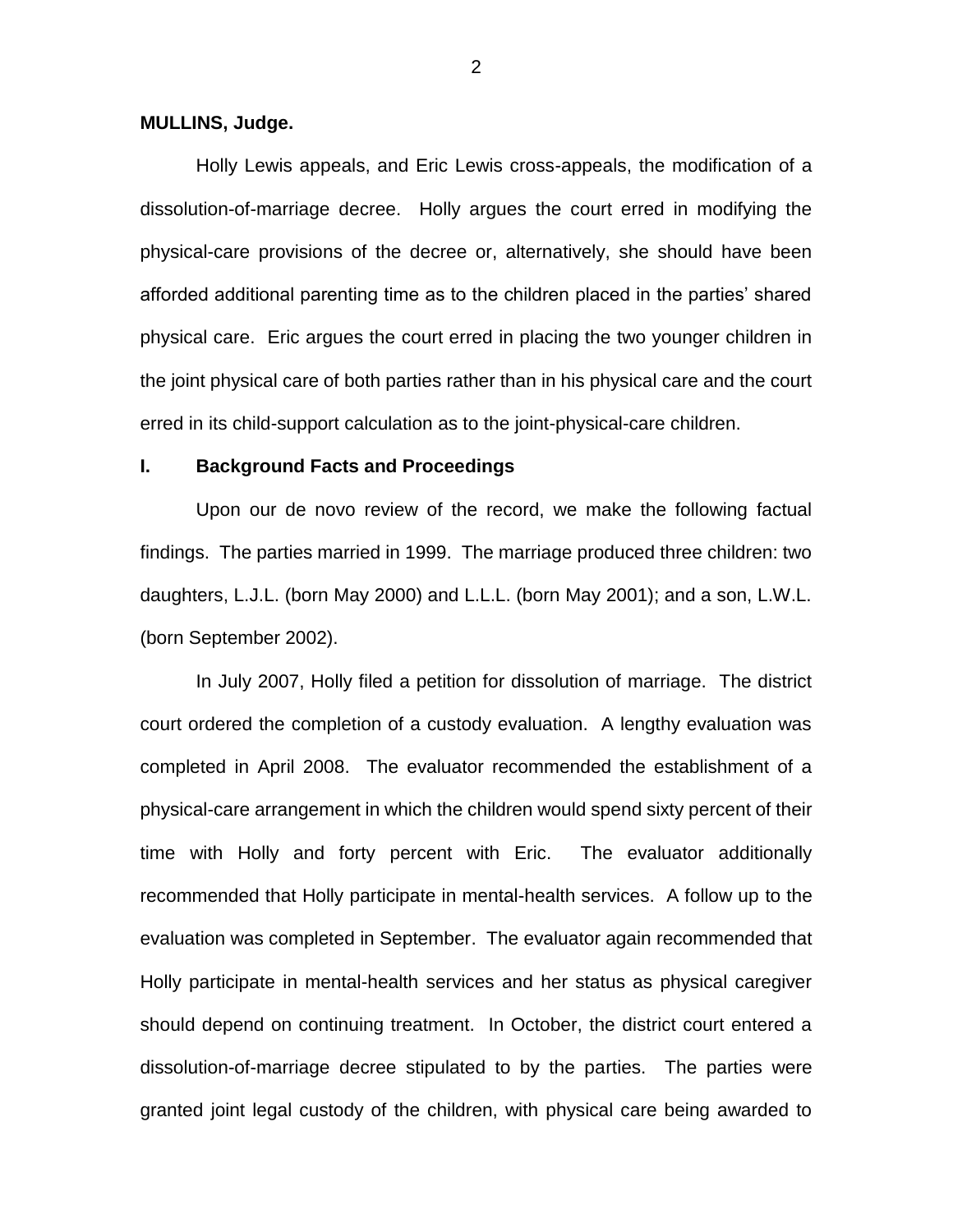**MULLINS, Judge.**

Holly Lewis appeals, and Eric Lewis cross-appeals, the modification of a dissolution-of-marriage decree. Holly argues the court erred in modifying the physical-care provisions of the decree or, alternatively, she should have been afforded additional parenting time as to the children placed in the parties' shared physical care. Eric argues the court erred in placing the two younger children in the joint physical care of both parties rather than in his physical care and the court erred in its child-support calculation as to the joint-physical-care children.

## I. Background Facts and Proceedings

Upon our de novo review of the record, we make the following factual findings. The parties married in 1999. The marriage produced three children: two daughters, L.J.L. (born May 2000) and L.L.L. (born May 2001); and a son, L.W.L. (born September 2002).

In July 2007, Holly filed a petition for dissolution of marriage. The district court ordered the completion of a custody evaluation. A lengthy evaluation was completed in April 2008. The evaluator recommended the establishment of a physical-care arrangement in which the children would spend sixty percent of their time with Holly and forty percent with Eric. The evaluator additionally recommended that Holly participate in mental-health services. A follow up to the evaluation was completed in September. The evaluator again recommended that Holly participate in mental-health services and her status as physical caregiver should depend on continuing treatment. In October, the district court entered a dissolution-of-marriage decree stipulated to by the parties. The parties were granted joint legal custody of the children, with physical care being awarded to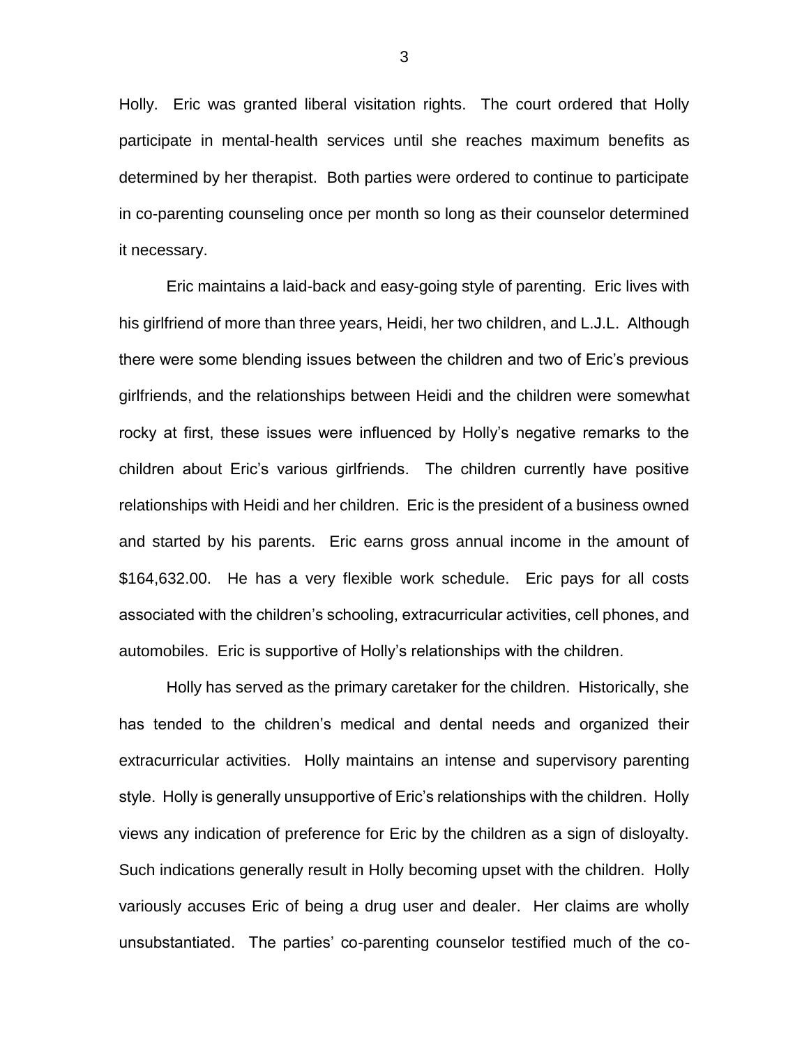Holly. Eric was granted liberal visitation rights. The court ordered that Holly participate in mental-health services until she reaches maximum benefits as determined by her therapist. Both parties were ordered to continue to participate in co-parenting counseling once per month so long as their counselor determined it necessary.

Eric maintains a laid-back and easy-going style of parenting. Eric lives with his girlfriend of more than three years, Heidi, her two children, and L.J.L. Although there were some blending issues between the children and two of Eric's previous girlfriends, and the relationships between Heidi and the children were somewhat rocky at first, these issues were influenced by Holly's negative remarks to the children about Eric's various girlfriends. The children currently have positive relationships with Heidi and her children. Eric is the president of a business owned and started by his parents. Eric earns gross annual income in the amount of $164,632.00. He has a very flexible work schedule. Eric pays for all costs associated with the children's schooling, extracurricular activities, cell phones, and automobiles. Eric is supportive of Holly's relationships with the children.

Holly has served as the primary caretaker for the children. Historically, she has tended to the children's medical and dental needs and organized their extracurricular activities. Holly maintains an intense and supervisory parenting style. Holly is generally unsupportive of Eric's relationships with the children. Holly views any indication of preference for Eric by the children as a sign of disloyalty. Such indications generally result in Holly becoming upset with the children. Holly variously accuses Eric of being a drug user and dealer. Her claims are wholly unsubstantiated. The parties' co-parenting counselor testified much of the co-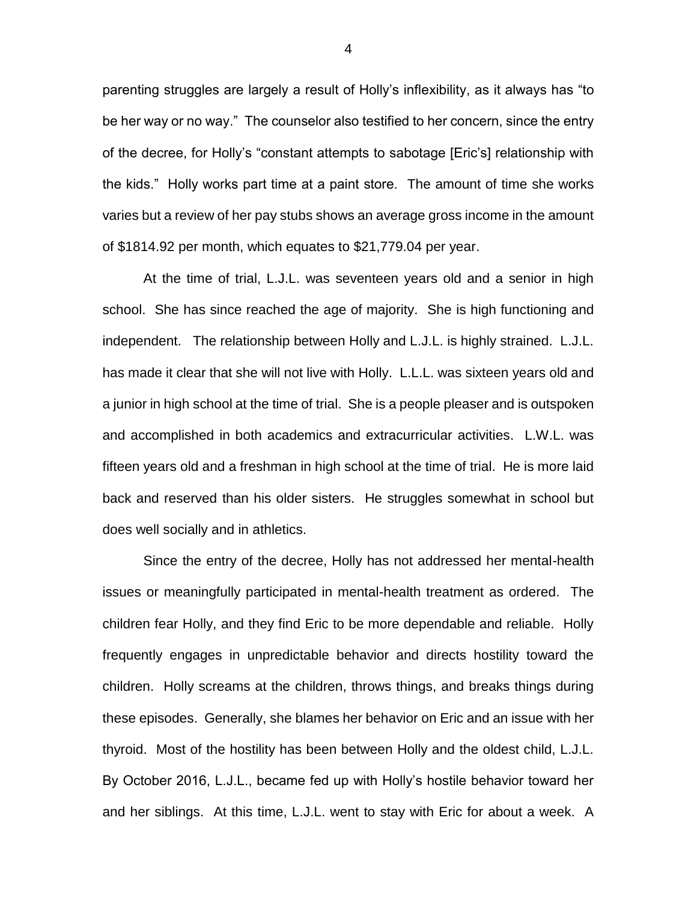parenting struggles are largely a result of Holly's inflexibility, as it always has "to be her way or no way." The counselor also testified to her concern, since the entry of the decree, for Holly's "constant attempts to sabotage [Eric's] relationship with the kids." Holly works part time at a paint store. The amount of time she works varies but a review of her pay stubs shows an average gross income in the amount of $1814.92 per month, which equates to $21,779.04 per year.

At the time of trial, L.J.L. was seventeen years old and a senior in high school. She has since reached the age of majority. She is high functioning and independent. The relationship between Holly and L.J.L. is highly strained. L.J.L. has made it clear that she will not live with Holly. L.L.L. was sixteen years old and a junior in high school at the time of trial. She is a people pleaser and is outspoken and accomplished in both academics and extracurricular activities. L.W.L. was fifteen years old and a freshman in high school at the time of trial. He is more laid back and reserved than his older sisters. He struggles somewhat in school but does well socially and in athletics.

Since the entry of the decree, Holly has not addressed her mental-health issues or meaningfully participated in mental-health treatment as ordered. The children fear Holly, and they find Eric to be more dependable and reliable. Holly frequently engages in unpredictable behavior and directs hostility toward the children. Holly screams at the children, throws things, and breaks things during these episodes. Generally, she blames her behavior on Eric and an issue with her thyroid. Most of the hostility has been between Holly and the oldest child, L.J.L. By October 2016, L.J.L., became fed up with Holly's hostile behavior toward her and her siblings. At this time, L.J.L. went to stay with Eric for about a week. A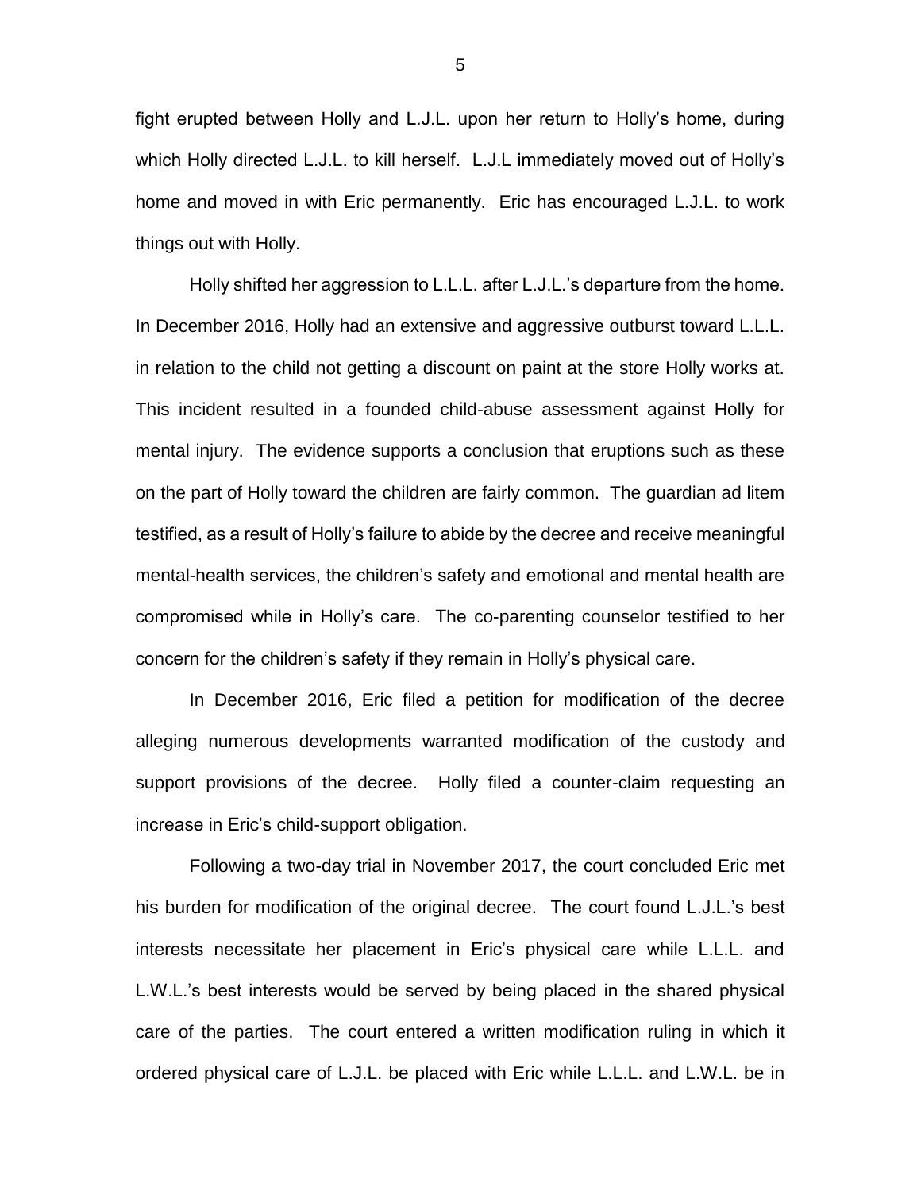fight erupted between Holly and L.J.L. upon her return to Holly's home, during which Holly directed L.J.L. to kill herself. L.J.L immediately moved out of Holly's home and moved in with Eric permanently. Eric has encouraged L.J.L. to work things out with Holly.

Holly shifted her aggression to L.L.L. after L.J.L.'s departure from the home. In December 2016, Holly had an extensive and aggressive outburst toward L.L.L. in relation to the child not getting a discount on paint at the store Holly works at. This incident resulted in a founded child-abuse assessment against Holly for mental injury. The evidence supports a conclusion that eruptions such as these on the part of Holly toward the children are fairly common. The guardian ad litem testified, as a result of Holly's failure to abide by the decree and receive meaningful mental-health services, the children's safety and emotional and mental health are compromised while in Holly's care. The co-parenting counselor testified to her concern for the children's safety if they remain in Holly's physical care.

In December 2016, Eric filed a petition for modification of the decree alleging numerous developments warranted modification of the custody and support provisions of the decree. Holly filed a counter-claim requesting an increase in Eric's child-support obligation.

Following a two-day trial in November 2017, the court concluded Eric met his burden for modification of the original decree. The court found L.J.L.'s best interests necessitate her placement in Eric's physical care while L.L.L. and L.W.L.'s best interests would be served by being placed in the shared physical care of the parties. The court entered a written modification ruling in which it ordered physical care of L.J.L. be placed with Eric while L.L.L. and L.W.L. be in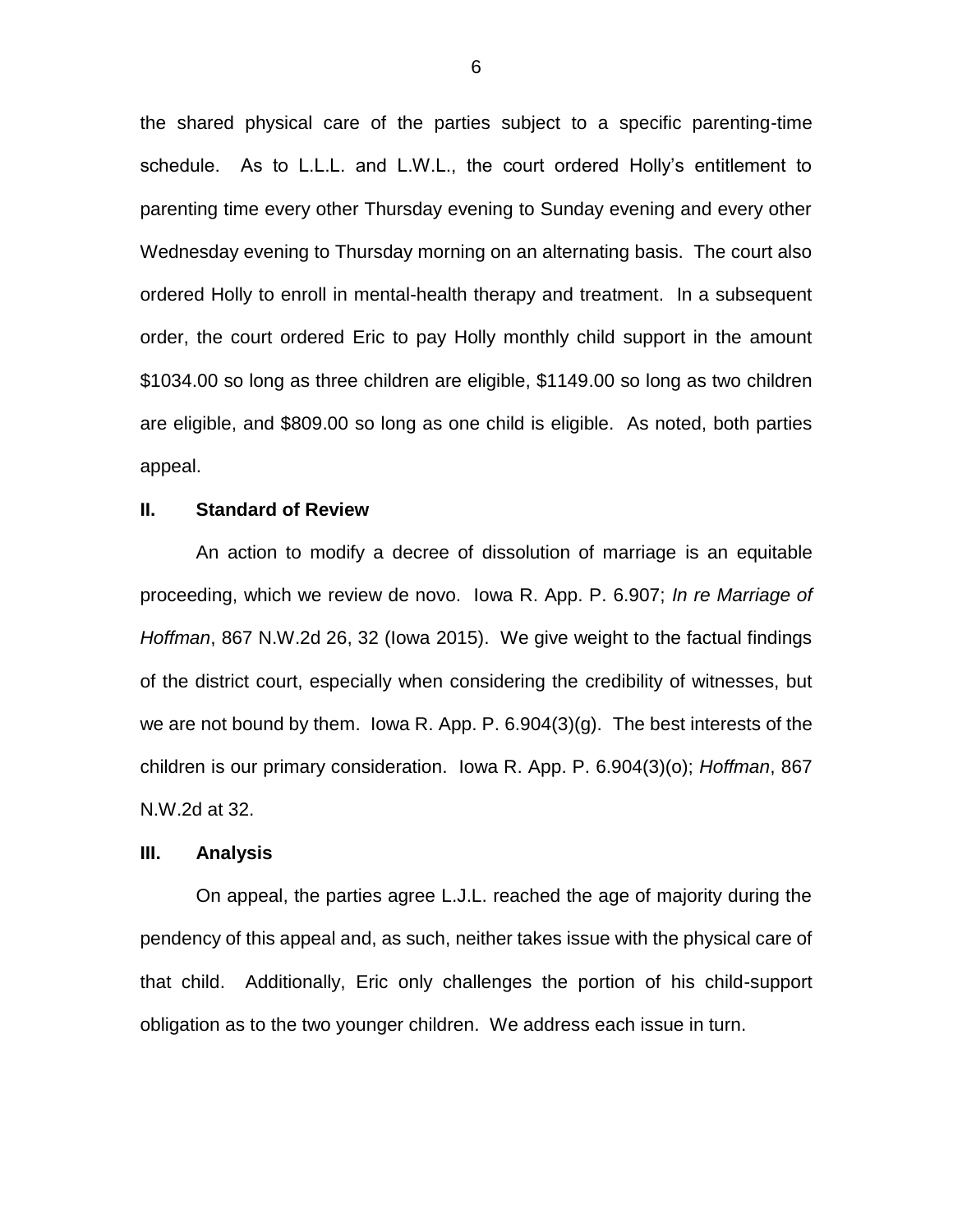the shared physical care of the parties subject to a specific parenting-time schedule. As to L.L.L. and L.W.L., the court ordered Holly's entitlement to parenting time every other Thursday evening to Sunday evening and every other Wednesday evening to Thursday morning on an alternating basis. The court also ordered Holly to enroll in mental-health therapy and treatment. In a subsequent order, the court ordered Eric to pay Holly monthly child support in the amount $1034.00 so long as three children are eligible, $1149.00 so long as two children are eligible, and $809.00 so long as one child is eligible. As noted, both parties appeal.

## II. Standard of Review

An action to modify a decree of dissolution of marriage is an equitable proceeding, which we review de novo. Iowa R. App. P. 6.907; *In re Marriage of Hoffman*, 867 N.W.2d 26, 32 (Iowa 2015). We give weight to the factual findings of the district court, especially when considering the credibility of witnesses, but we are not bound by them. Iowa R. App. P. 6.904(3)(g). The best interests of the children is our primary consideration. Iowa R. App. P. 6.904(3)(o); *Hoffman*, 867 N.W.2d at 32.

## III. Analysis

On appeal, the parties agree L.J.L. reached the age of majority during the pendency of this appeal and, as such, neither takes issue with the physical care of that child. Additionally, Eric only challenges the portion of his child-support obligation as to the two younger children. We address each issue in turn.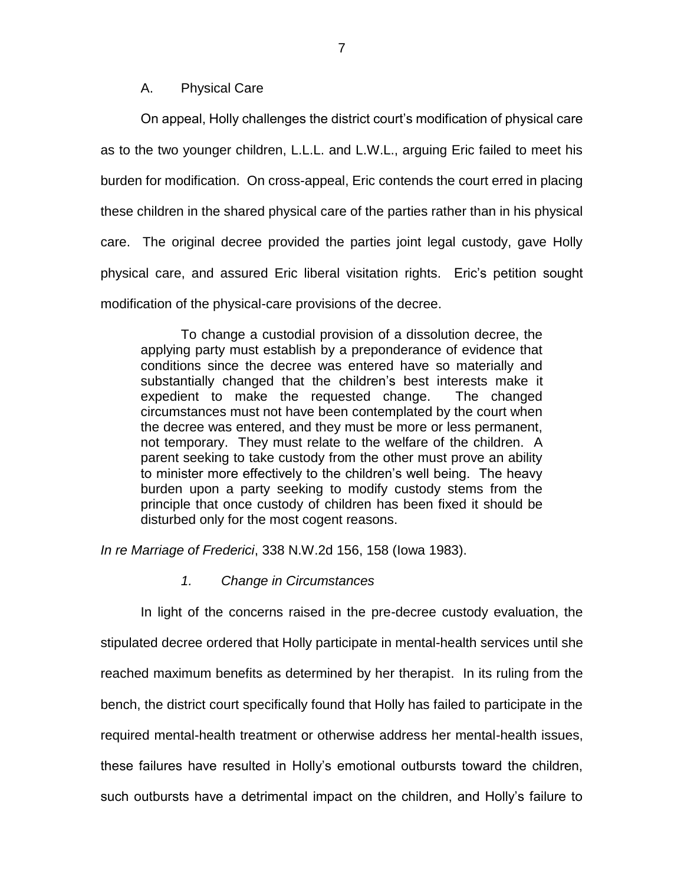### A. Physical Care

On appeal, Holly challenges the district court's modification of physical care as to the two younger children, L.L.L. and L.W.L., arguing Eric failed to meet his burden for modification. On cross-appeal, Eric contends the court erred in placing these children in the shared physical care of the parties rather than in his physical care. The original decree provided the parties joint legal custody, gave Holly physical care, and assured Eric liberal visitation rights. Eric's petition sought modification of the physical-care provisions of the decree.

> To change a custodial provision of a dissolution decree, the applying party must establish by a preponderance of evidence that conditions since the decree was entered have so materially and substantially changed that the children's best interests make it expedient to make the requested change. The changed circumstances must not have been contemplated by the court when the decree was entered, and they must be more or less permanent, not temporary. They must relate to the welfare of the children. A parent seeking to take custody from the other must prove an ability to minister more effectively to the children's well being. The heavy burden upon a party seeking to modify custody stems from the principle that once custody of children has been fixed it should be disturbed only for the most cogent reasons.

*In re Marriage of Frederici*, 338 N.W.2d 156, 158 (Iowa 1983).

#### *1. Change in Circumstances*

In light of the concerns raised in the pre-decree custody evaluation, the stipulated decree ordered that Holly participate in mental-health services until she reached maximum benefits as determined by her therapist. In its ruling from the bench, the district court specifically found that Holly has failed to participate in the required mental-health treatment or otherwise address her mental-health issues, these failures have resulted in Holly's emotional outbursts toward the children, such outbursts have a detrimental impact on the children, and Holly's failure to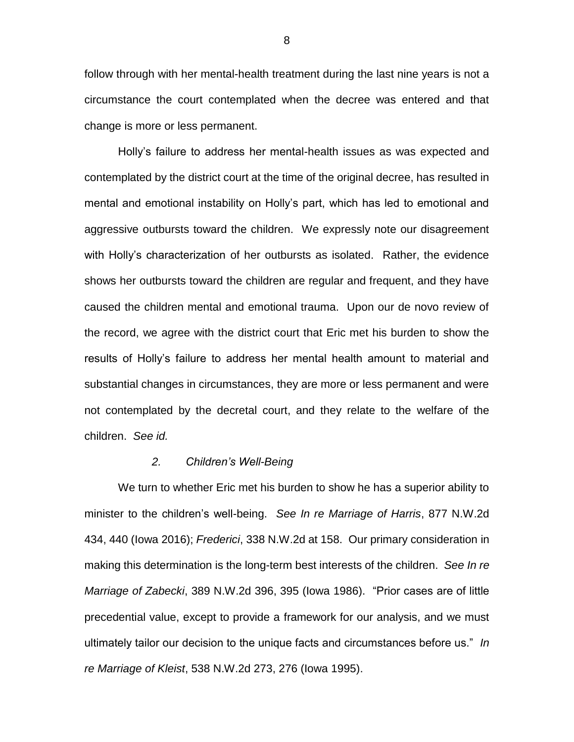follow through with her mental-health treatment during the last nine years is not a circumstance the court contemplated when the decree was entered and that change is more or less permanent.

Holly's failure to address her mental-health issues as was expected and contemplated by the district court at the time of the original decree, has resulted in mental and emotional instability on Holly's part, which has led to emotional and aggressive outbursts toward the children. We expressly note our disagreement with Holly's characterization of her outbursts as isolated. Rather, the evidence shows her outbursts toward the children are regular and frequent, and they have caused the children mental and emotional trauma. Upon our de novo review of the record, we agree with the district court that Eric met his burden to show the results of Holly's failure to address her mental health amount to material and substantial changes in circumstances, they are more or less permanent and were not contemplated by the decretal court, and they relate to the welfare of the children. *See id.*

### *2. Children's Well-Being*

We turn to whether Eric met his burden to show he has a superior ability to minister to the children's well-being. *See In re Marriage of Harris*, 877 N.W.2d 434, 440 (Iowa 2016); *Frederici*, 338 N.W.2d at 158. Our primary consideration in making this determination is the long-term best interests of the children. *See In re Marriage of Zabecki*, 389 N.W.2d 396, 395 (Iowa 1986). "Prior cases are of little precedential value, except to provide a framework for our analysis, and we must ultimately tailor our decision to the unique facts and circumstances before us." *In re Marriage of Kleist*, 538 N.W.2d 273, 276 (Iowa 1995).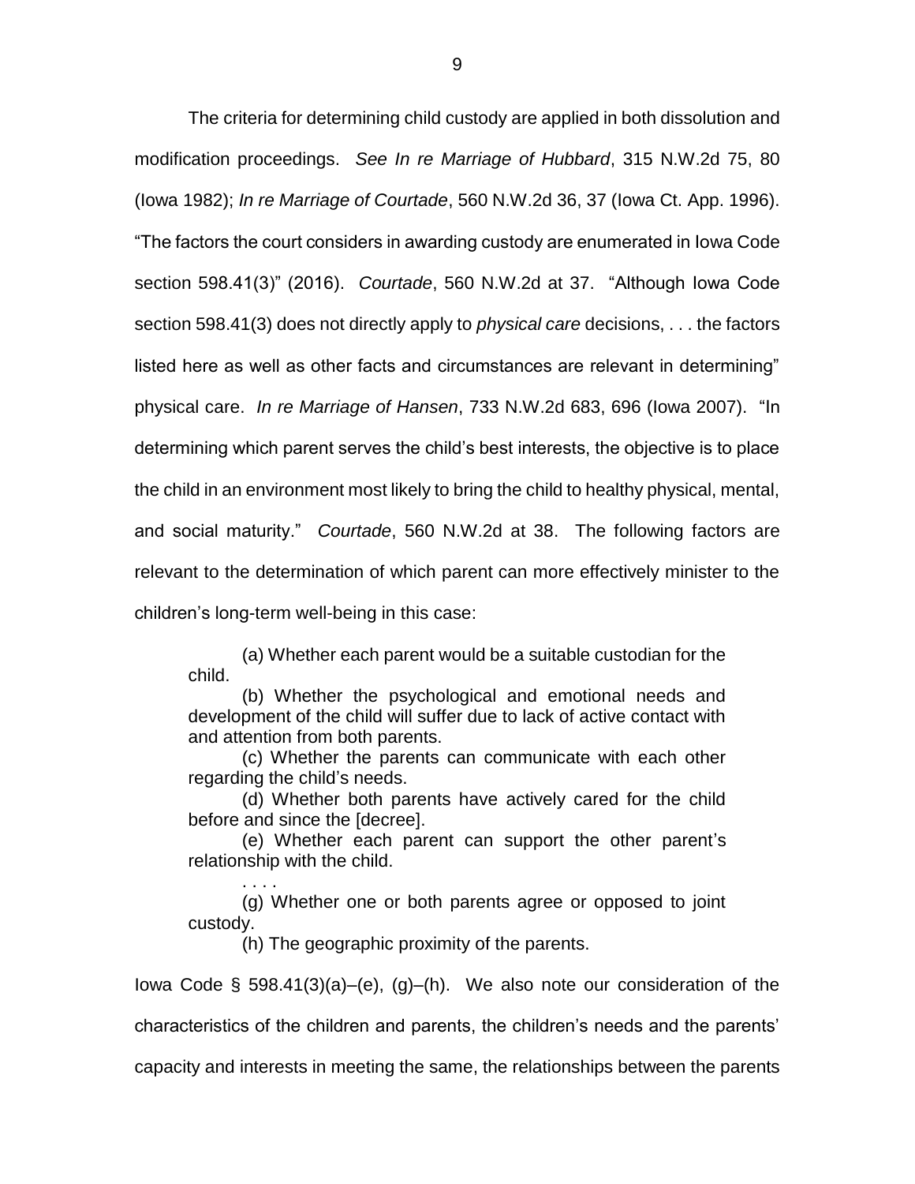The criteria for determining child custody are applied in both dissolution and modification proceedings. *See In re Marriage of Hubbard*, 315 N.W.2d 75, 80 (Iowa 1982); *In re Marriage of Courtade*, 560 N.W.2d 36, 37 (Iowa Ct. App. 1996). "The factors the court considers in awarding custody are enumerated in Iowa Code section 598.41(3)" (2016). *Courtade*, 560 N.W.2d at 37. "Although Iowa Code section 598.41(3) does not directly apply to *physical care* decisions, . . . the factors listed here as well as other facts and circumstances are relevant in determining" physical care. *In re Marriage of Hansen*, 733 N.W.2d 683, 696 (Iowa 2007). "In determining which parent serves the child's best interests, the objective is to place the child in an environment most likely to bring the child to healthy physical, mental, and social maturity." *Courtade*, 560 N.W.2d at 38. The following factors are relevant to the determination of which parent can more effectively minister to the children's long-term well-being in this case:

> (a) Whether each parent would be a suitable custodian for the child.
>
> (b) Whether the psychological and emotional needs and development of the child will suffer due to lack of active contact with and attention from both parents.
>
> (c) Whether the parents can communicate with each other regarding the child's needs.
>
> (d) Whether both parents have actively cared for the child before and since the [decree].
>
> (e) Whether each parent can support the other parent's relationship with the child.
>
> . . . .
>
> (g) Whether one or both parents agree or opposed to joint custody.
>
> (h) The geographic proximity of the parents.

Iowa Code § 598.41(3)(a)–(e), (g)–(h). We also note our consideration of the characteristics of the children and parents, the children's needs and the parents' capacity and interests in meeting the same, the relationships between the parents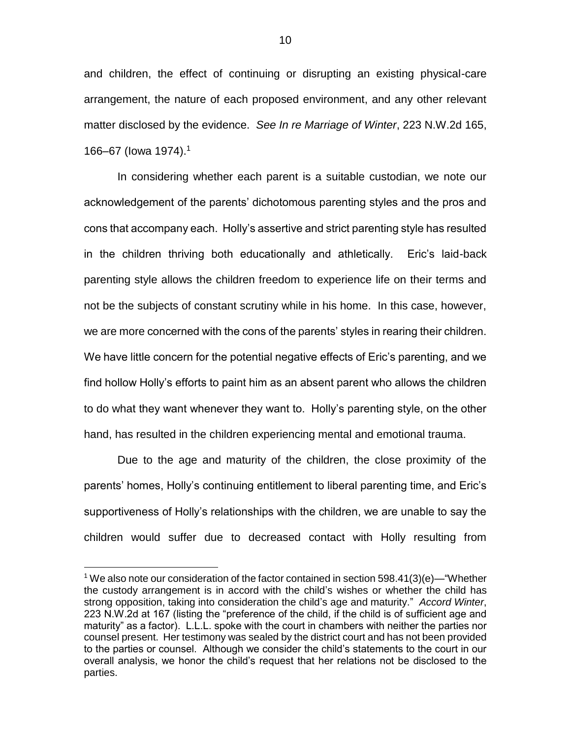and children, the effect of continuing or disrupting an existing physical-care arrangement, the nature of each proposed environment, and any other relevant matter disclosed by the evidence. *See In re Marriage of Winter*, 223 N.W.2d 165, 166–67 (Iowa 1974).[1]

In considering whether each parent is a suitable custodian, we note our acknowledgement of the parents' dichotomous parenting styles and the pros and cons that accompany each. Holly's assertive and strict parenting style has resulted in the children thriving both educationally and athletically. Eric's laid-back parenting style allows the children freedom to experience life on their terms and not be the subjects of constant scrutiny while in his home. In this case, however, we are more concerned with the cons of the parents' styles in rearing their children. We have little concern for the potential negative effects of Eric's parenting, and we find hollow Holly's efforts to paint him as an absent parent who allows the children to do what they want whenever they want to. Holly's parenting style, on the other hand, has resulted in the children experiencing mental and emotional trauma.

Due to the age and maturity of the children, the close proximity of the parents' homes, Holly's continuing entitlement to liberal parenting time, and Eric's supportiveness of Holly's relationships with the children, we are unable to say the children would suffer due to decreased contact with Holly resulting from

---

[1] We also note our consideration of the factor contained in section 598.41(3)(e)—"Whether the custody arrangement is in accord with the child's wishes or whether the child has strong opposition, taking into consideration the child's age and maturity." *Accord Winter*, 223 N.W.2d at 167 (listing the "preference of the child, if the child is of sufficient age and maturity" as a factor). L.L.L. spoke with the court in chambers with neither the parties nor counsel present. Her testimony was sealed by the district court and has not been provided to the parties or counsel. Although we consider the child's statements to the court in our overall analysis, we honor the child's request that her relations not be disclosed to the parties.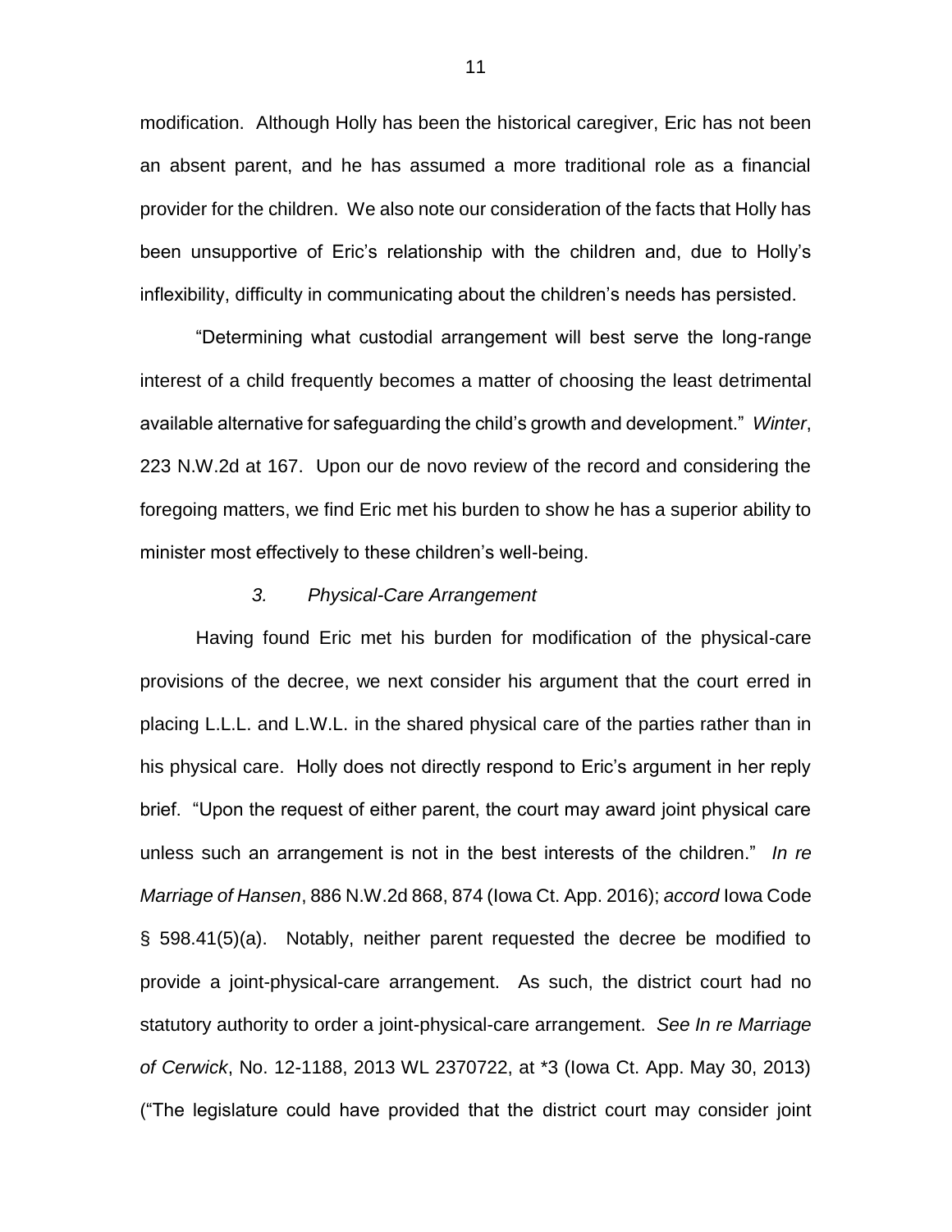modification. Although Holly has been the historical caregiver, Eric has not been an absent parent, and he has assumed a more traditional role as a financial provider for the children. We also note our consideration of the facts that Holly has been unsupportive of Eric's relationship with the children and, due to Holly's inflexibility, difficulty in communicating about the children's needs has persisted.

"Determining what custodial arrangement will best serve the long-range interest of a child frequently becomes a matter of choosing the least detrimental available alternative for safeguarding the child's growth and development." *Winter*, 223 N.W.2d at 167. Upon our de novo review of the record and considering the foregoing matters, we find Eric met his burden to show he has a superior ability to minister most effectively to these children's well-being.

### *3. Physical-Care Arrangement*

Having found Eric met his burden for modification of the physical-care provisions of the decree, we next consider his argument that the court erred in placing L.L.L. and L.W.L. in the shared physical care of the parties rather than in his physical care. Holly does not directly respond to Eric's argument in her reply brief. "Upon the request of either parent, the court may award joint physical care unless such an arrangement is not in the best interests of the children." *In re Marriage of Hansen*, 886 N.W.2d 868, 874 (Iowa Ct. App. 2016); *accord* Iowa Code § 598.41(5)(a). Notably, neither parent requested the decree be modified to provide a joint-physical-care arrangement. As such, the district court had no statutory authority to order a joint-physical-care arrangement. *See In re Marriage of Cerwick*, No. 12-1188, 2013 WL 2370722, at *3 (Iowa Ct. App. May 30, 2013) ("The legislature could have provided that the district court may consider joint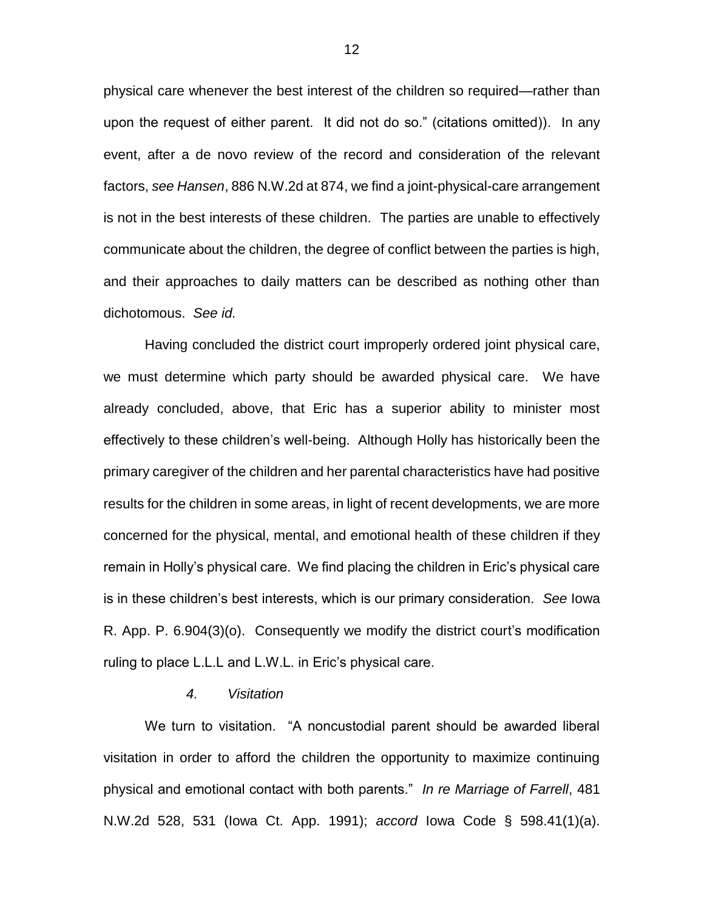physical care whenever the best interest of the children so required—rather than upon the request of either parent. It did not do so." (citations omitted)). In any event, after a de novo review of the record and consideration of the relevant factors, *see Hansen*, 886 N.W.2d at 874, we find a joint-physical-care arrangement is not in the best interests of these children. The parties are unable to effectively communicate about the children, the degree of conflict between the parties is high, and their approaches to daily matters can be described as nothing other than dichotomous. *See id.*

Having concluded the district court improperly ordered joint physical care, we must determine which party should be awarded physical care. We have already concluded, above, that Eric has a superior ability to minister most effectively to these children's well-being. Although Holly has historically been the primary caregiver of the children and her parental characteristics have had positive results for the children in some areas, in light of recent developments, we are more concerned for the physical, mental, and emotional health of these children if they remain in Holly's physical care. We find placing the children in Eric's physical care is in these children's best interests, which is our primary consideration. *See* Iowa R. App. P. 6.904(3)(o). Consequently we modify the district court's modification ruling to place L.L.L and L.W.L. in Eric's physical care.

*4. Visitation*

We turn to visitation. "A noncustodial parent should be awarded liberal visitation in order to afford the children the opportunity to maximize continuing physical and emotional contact with both parents." *In re Marriage of Farrell*, 481 N.W.2d 528, 531 (Iowa Ct. App. 1991); *accord* Iowa Code § 598.41(1)(a).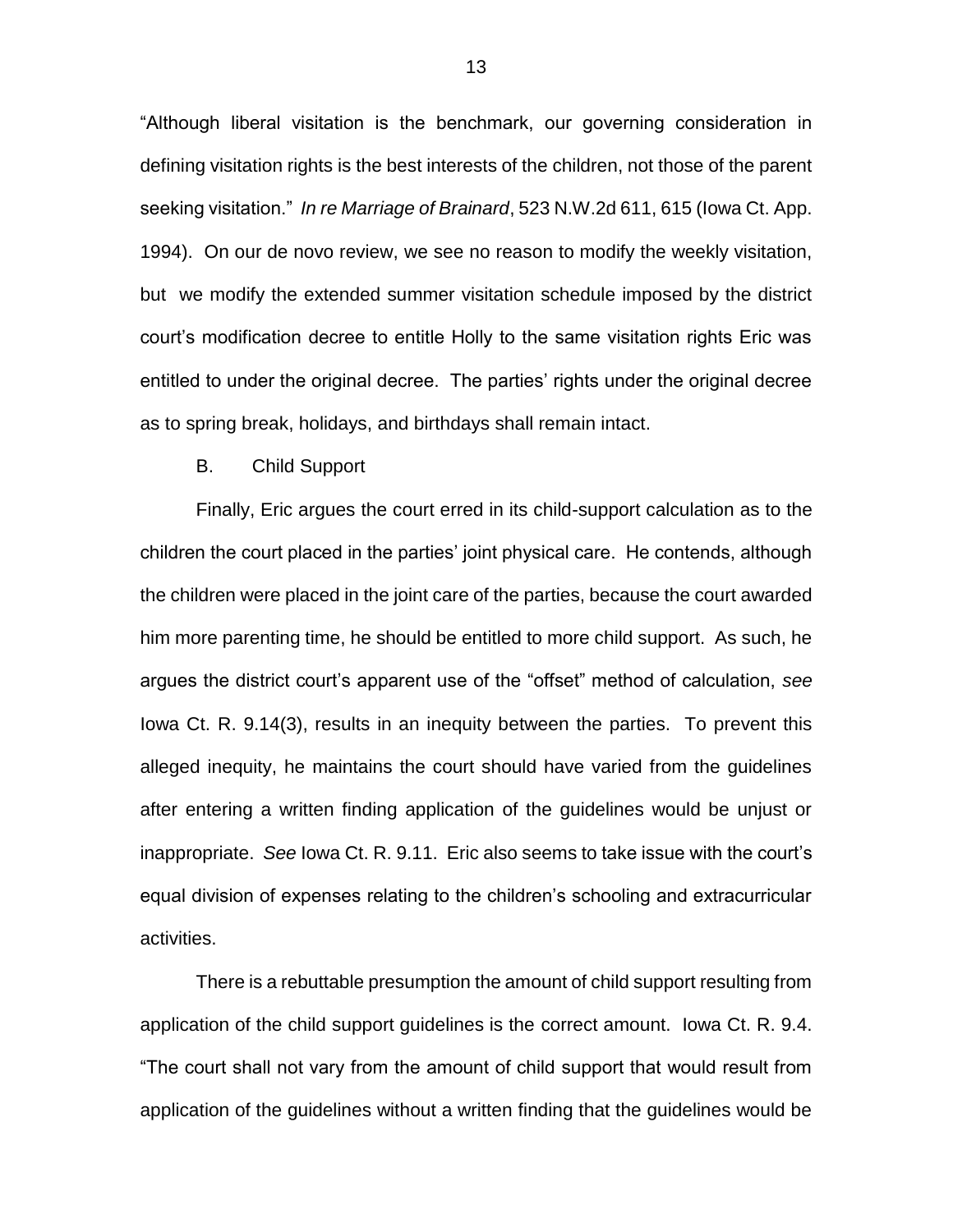"Although liberal visitation is the benchmark, our governing consideration in defining visitation rights is the best interests of the children, not those of the parent seeking visitation." *In re Marriage of Brainard*, 523 N.W.2d 611, 615 (Iowa Ct. App. 1994). On our de novo review, we see no reason to modify the weekly visitation, but we modify the extended summer visitation schedule imposed by the district court's modification decree to entitle Holly to the same visitation rights Eric was entitled to under the original decree. The parties' rights under the original decree as to spring break, holidays, and birthdays shall remain intact.

B. Child Support

Finally, Eric argues the court erred in its child-support calculation as to the children the court placed in the parties' joint physical care. He contends, although the children were placed in the joint care of the parties, because the court awarded him more parenting time, he should be entitled to more child support. As such, he argues the district court's apparent use of the "offset" method of calculation, *see* Iowa Ct. R. 9.14(3), results in an inequity between the parties. To prevent this alleged inequity, he maintains the court should have varied from the guidelines after entering a written finding application of the guidelines would be unjust or inappropriate. *See* Iowa Ct. R. 9.11. Eric also seems to take issue with the court's equal division of expenses relating to the children's schooling and extracurricular activities.

There is a rebuttable presumption the amount of child support resulting from application of the child support guidelines is the correct amount. Iowa Ct. R. 9.4. "The court shall not vary from the amount of child support that would result from application of the guidelines without a written finding that the guidelines would be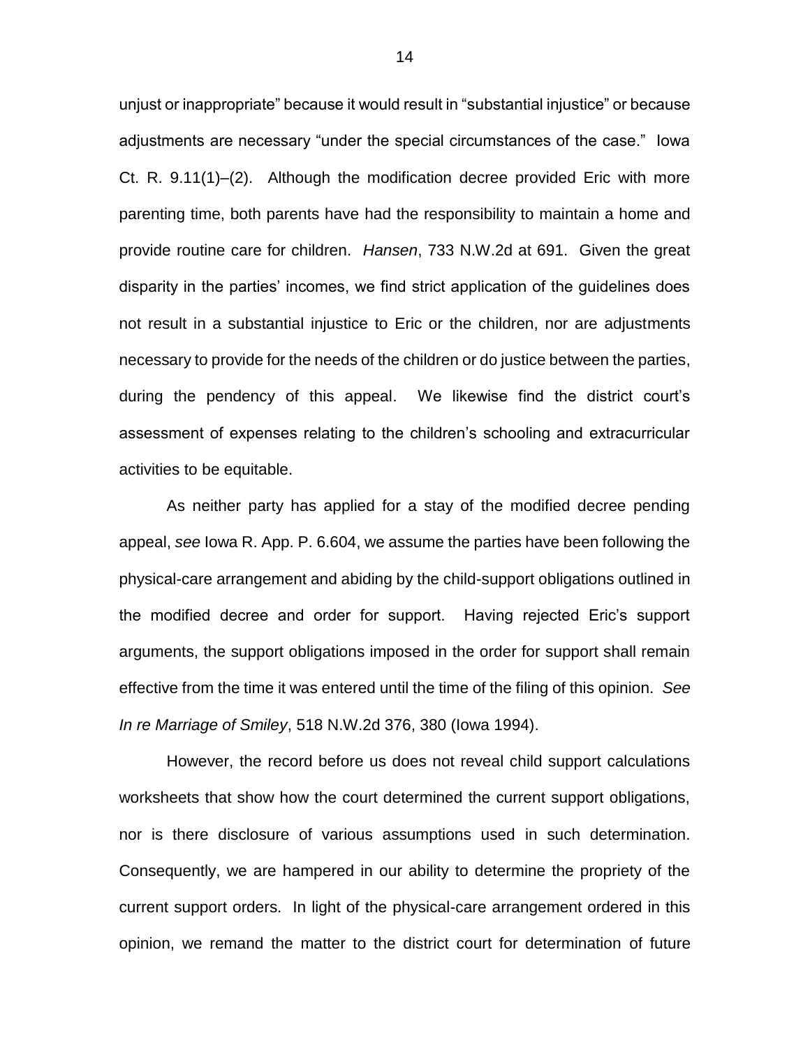unjust or inappropriate" because it would result in "substantial injustice" or because adjustments are necessary "under the special circumstances of the case." Iowa Ct. R. 9.11(1)–(2). Although the modification decree provided Eric with more parenting time, both parents have had the responsibility to maintain a home and provide routine care for children. *Hansen*, 733 N.W.2d at 691. Given the great disparity in the parties' incomes, we find strict application of the guidelines does not result in a substantial injustice to Eric or the children, nor are adjustments necessary to provide for the needs of the children or do justice between the parties, during the pendency of this appeal. We likewise find the district court's assessment of expenses relating to the children's schooling and extracurricular activities to be equitable.

As neither party has applied for a stay of the modified decree pending appeal, *see* Iowa R. App. P. 6.604, we assume the parties have been following the physical-care arrangement and abiding by the child-support obligations outlined in the modified decree and order for support. Having rejected Eric's support arguments, the support obligations imposed in the order for support shall remain effective from the time it was entered until the time of the filing of this opinion. *See In re Marriage of Smiley*, 518 N.W.2d 376, 380 (Iowa 1994).

However, the record before us does not reveal child support calculations worksheets that show how the court determined the current support obligations, nor is there disclosure of various assumptions used in such determination. Consequently, we are hampered in our ability to determine the propriety of the current support orders. In light of the physical-care arrangement ordered in this opinion, we remand the matter to the district court for determination of future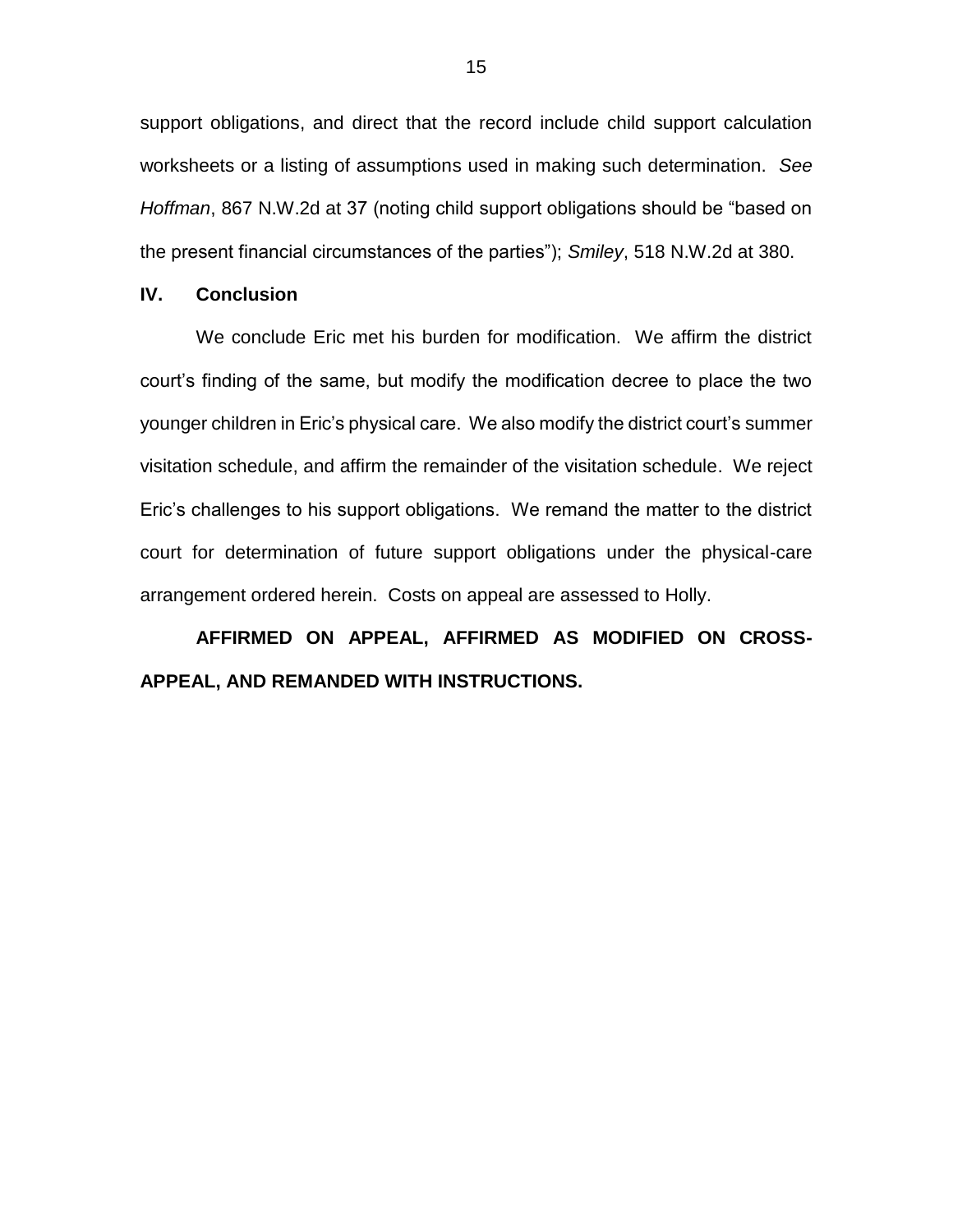support obligations, and direct that the record include child support calculation worksheets or a listing of assumptions used in making such determination. *See Hoffman*, 867 N.W.2d at 37 (noting child support obligations should be "based on the present financial circumstances of the parties"); *Smiley*, 518 N.W.2d at 380.

## IV. Conclusion

We conclude Eric met his burden for modification. We affirm the district court's finding of the same, but modify the modification decree to place the two younger children in Eric's physical care. We also modify the district court's summer visitation schedule, and affirm the remainder of the visitation schedule. We reject Eric's challenges to his support obligations. We remand the matter to the district court for determination of future support obligations under the physical-care arrangement ordered herein. Costs on appeal are assessed to Holly.

**AFFIRMED ON APPEAL, AFFIRMED AS MODIFIED ON CROSS-APPEAL, AND REMANDED WITH INSTRUCTIONS.**